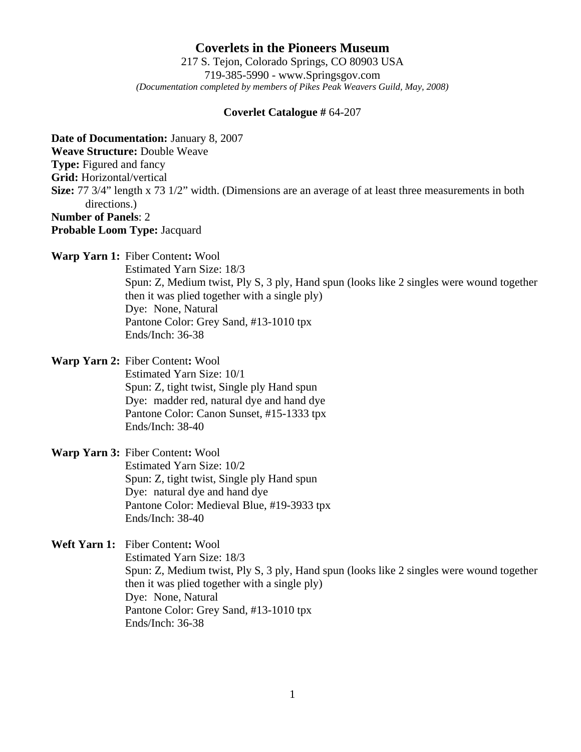# Coverlets in the Pioneers Museum

217 S. Tejon, Colorado Springs, CO 80903 USA
719-385-5990 - www.Springsgov.com
*(Documentation completed by members of Pikes Peak Weavers Guild, May, 2008)*

**Coverlet Catalogue #** 64-207

**Date of Documentation:** January 8, 2007
**Weave Structure:** Double Weave
**Type:** Figured and fancy
**Grid:** Horizontal/vertical
**Size:** 77 3/4" length x 73 1/2" width. (Dimensions are an average of at least three measurements in both directions.)
**Number of Panels**: 2
**Probable Loom Type:** Jacquard

**Warp Yarn 1:** Fiber Content**:** Wool
Estimated Yarn Size: 18/3
Spun: Z, Medium twist, Ply S, 3 ply, Hand spun (looks like 2 singles were wound together then it was plied together with a single ply)
Dye: None, Natural
Pantone Color: Grey Sand, #13-1010 tpx
Ends/Inch: 36-38

**Warp Yarn 2:** Fiber Content**:** Wool
Estimated Yarn Size: 10/1
Spun: Z, tight twist, Single ply Hand spun
Dye: madder red, natural dye and hand dye
Pantone Color: Canon Sunset, #15-1333 tpx
Ends/Inch: 38-40

**Warp Yarn 3:** Fiber Content**:** Wool
Estimated Yarn Size: 10/2
Spun: Z, tight twist, Single ply Hand spun
Dye: natural dye and hand dye
Pantone Color: Medieval Blue, #19-3933 tpx
Ends/Inch: 38-40

**Weft Yarn 1:** Fiber Content**:** Wool
Estimated Yarn Size: 18/3
Spun: Z, Medium twist, Ply S, 3 ply, Hand spun (looks like 2 singles were wound together then it was plied together with a single ply)
Dye: None, Natural
Pantone Color: Grey Sand, #13-1010 tpx
Ends/Inch: 36-38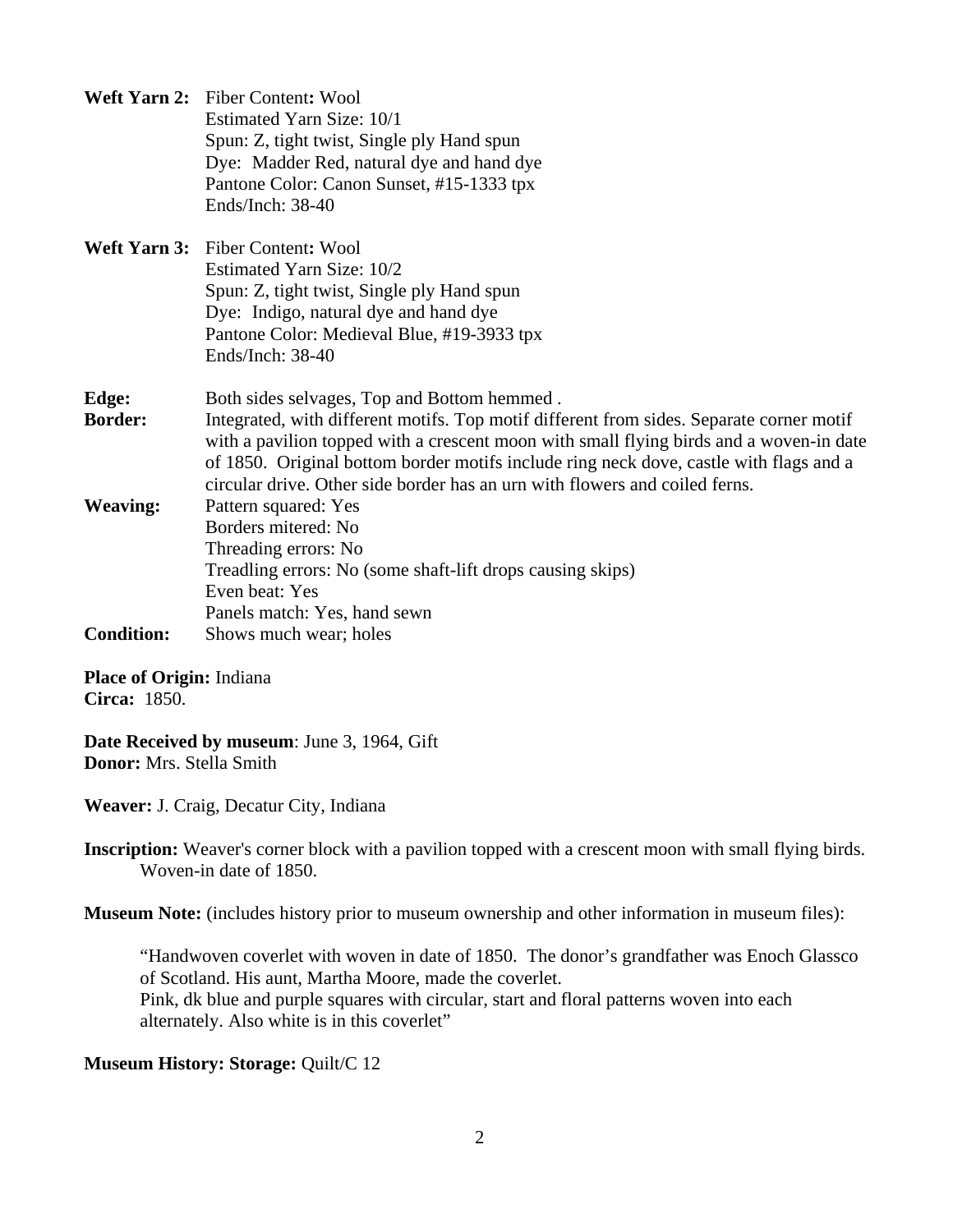**Weft Yarn 2:** Fiber Content**:** Wool
Estimated Yarn Size: 10/1
Spun: Z, tight twist, Single ply Hand spun
Dye: Madder Red, natural dye and hand dye
Pantone Color: Canon Sunset, #15-1333 tpx
Ends/Inch: 38-40

**Weft Yarn 3:** Fiber Content**:** Wool
Estimated Yarn Size: 10/2
Spun: Z, tight twist, Single ply Hand spun
Dye: Indigo, natural dye and hand dye
Pantone Color: Medieval Blue, #19-3933 tpx
Ends/Inch: 38-40

**Edge:** Both sides selvages, Top and Bottom hemmed .

**Border:** Integrated, with different motifs. Top motif different from sides. Separate corner motif with a pavilion topped with a crescent moon with small flying birds and a woven-in date of 1850. Original bottom border motifs include ring neck dove, castle with flags and a circular drive. Other side border has an urn with flowers and coiled ferns.

**Weaving:** Pattern squared: Yes
Borders mitered: No
Threading errors: No
Treadling errors: No (some shaft-lift drops causing skips)
Even beat: Yes
Panels match: Yes, hand sewn

**Condition:** Shows much wear; holes

**Place of Origin:** Indiana
**Circa:** 1850.

**Date Received by museum**: June 3, 1964, Gift
**Donor:** Mrs. Stella Smith

**Weaver:** J. Craig, Decatur City, Indiana

**Inscription:** Weaver's corner block with a pavilion topped with a crescent moon with small flying birds. Woven-in date of 1850.

**Museum Note:** (includes history prior to museum ownership and other information in museum files):

> "Handwoven coverlet with woven in date of 1850. The donor's grandfather was Enoch Glassco of Scotland. His aunt, Martha Moore, made the coverlet.
> Pink, dk blue and purple squares with circular, start and floral patterns woven into each alternately. Also white is in this coverlet"

**Museum History: Storage:** Quilt/C 12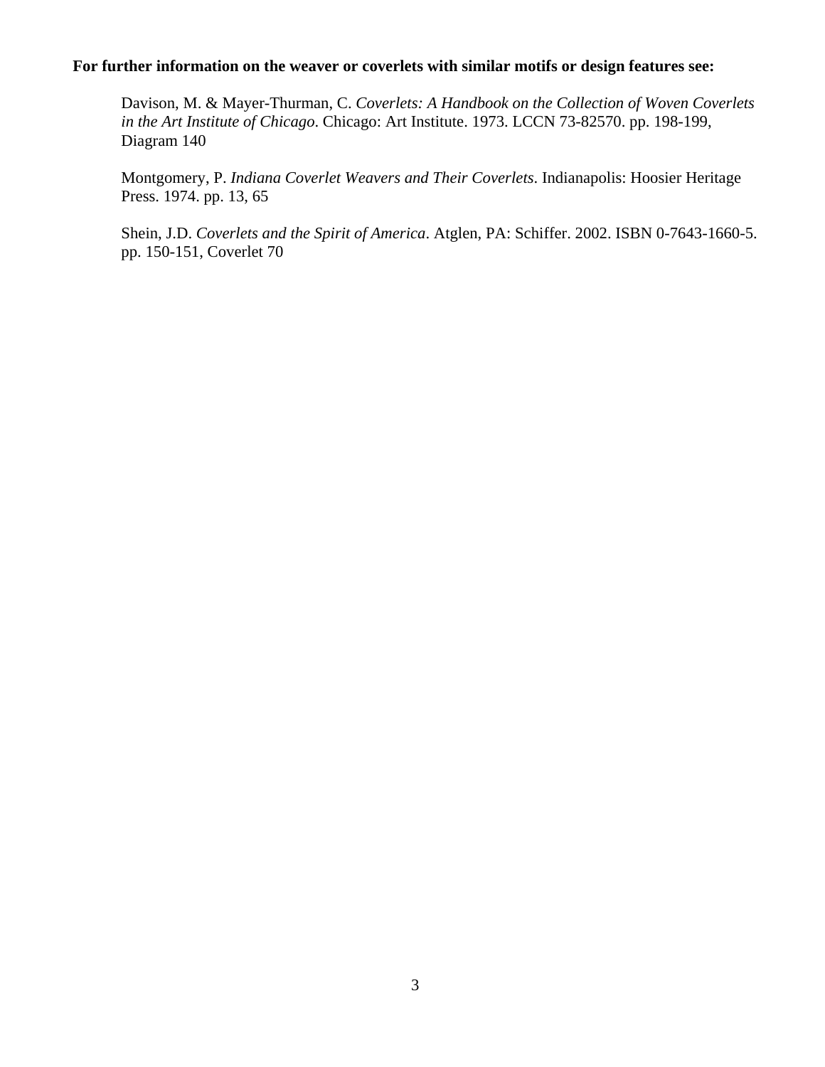**For further information on the weaver or coverlets with similar motifs or design features see:**

Davison, M. & Mayer-Thurman, C. *Coverlets: A Handbook on the Collection of Woven Coverlets in the Art Institute of Chicago*. Chicago: Art Institute. 1973. LCCN 73-82570. pp. 198-199, Diagram 140

Montgomery, P. *Indiana Coverlet Weavers and Their Coverlets*. Indianapolis: Hoosier Heritage Press. 1974. pp. 13, 65

Shein, J.D. *Coverlets and the Spirit of America*. Atglen, PA: Schiffer. 2002. ISBN 0-7643-1660-5. pp. 150-151, Coverlet 70